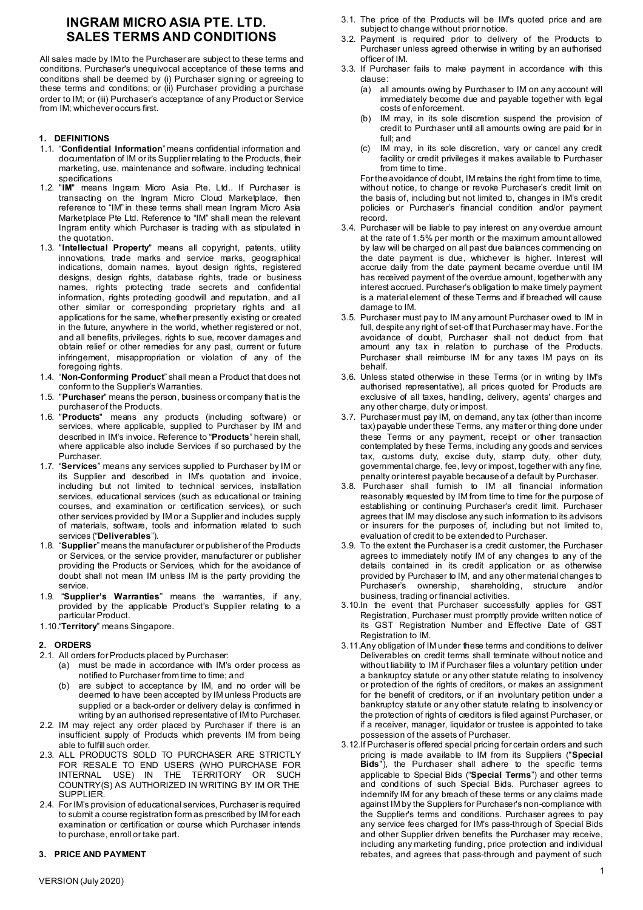# INGRAM MICRO ASIA PTE. LTD. SALES TERMS AND CONDITIONS

All sales made by IM to the Purchaser are subject to these terms and conditions. Purchaser's unequivocal acceptance of these terms and conditions shall be deemed by (i) Purchaser signing or agreeing to these terms and conditions; or (ii) Purchaser providing a purchase order to IM; or (iii) Purchaser's acceptance of any Product or Service from IM; whichever occurs first.

## 1. DEFINITIONS

1.1. "**Confidential Information**" means confidential information and documentation of IM or its Supplier relating to the Products, their marketing, use, maintenance and software, including technical specifications

1.2. "**IM**" means Ingram Micro Asia Pte. Ltd.. If Purchaser is transacting on the Ingram Micro Cloud Marketplace, then reference to "IM" in these terms shall mean Ingram Micro Asia Marketplace Pte Ltd. Reference to "IM" shall mean the relevant Ingram entity which Purchaser is trading with as stipulated in the quotation.

1.3. "**Intellectual Property**" means all copyright, patents, utility innovations, trade marks and service marks, geographical indications, domain names, layout design rights, registered designs, design rights, database rights, trade or business names, rights protecting trade secrets and confidential information, rights protecting goodwill and reputation, and all other similar or corresponding proprietary rights and all applications for the same, whether presently existing or created in the future, anywhere in the world, whether registered or not, and all benefits, privileges, rights to sue, recover damages and obtain relief or other remedies for any past, current or future infringement, misappropriation or violation of any of the foregoing rights.

1.4. "**Non-Conforming Product**" shall mean a Product that does not conform to the Supplier's Warranties.

1.5. "**Purchaser**" means the person, business or company that is the purchaser of the Products.

1.6. "**Products**" means any products (including software) or services, where applicable, supplied to Purchaser by IM and described in IM's invoice. Reference to "**Products**" herein shall, where applicable also include Services if so purchased by the Purchaser.

1.7. "**Services**" means any services supplied to Purchaser by IM or its Supplier and described in IM's quotation and invoice, including but not limited to technical services, installation services, educational services (such as educational or training courses, and examination or certification services), or such other services provided by IM or a Supplier and includes supply of materials, software, tools and information related to such services ("**Deliverables**").

1.8. "**Supplier**" means the manufacturer or publisher of the Products or Services, or the service provider, manufacturer or publisher providing the Products or Services, which for the avoidance of doubt shall not mean IM unless IM is the party providing the service.

1.9. "**Supplier's Warranties**" means the warranties, if any, provided by the applicable Product's Supplier relating to a particular Product.

1.10. "**Territory**" means Singapore.

## 2. ORDERS

2.1. All orders for Products placed by Purchaser:
   (a) must be made in accordance with IM's order process as notified to Purchaser from time to time; and
   (b) are subject to acceptance by IM, and no order will be deemed to have been accepted by IM unless Products are supplied or a back-order or delivery delay is confirmed in writing by an authorised representative of IM to Purchaser.

2.2. IM may reject any order placed by Purchaser if there is an insufficient supply of Products which prevents IM from being able to fulfill such order.

2.3. ALL PRODUCTS SOLD TO PURCHASER ARE STRICTLY FOR RESALE TO END USERS (WHO PURCHASE FOR INTERNAL USE) IN THE TERRITORY OR SUCH COUNTRY(S) AS AUTHORIZED IN WRITING BY IM OR THE SUPPLIER.

2.4. For IM's provision of educational services, Purchaser is required to submit a course registration form as prescribed by IM for each examination or certification or course which Purchaser intends to purchase, enroll or take part.

## 3. PRICE AND PAYMENT

3.1. The price of the Products will be IM's quoted price and are subject to change without prior notice.

3.2. Payment is required prior to delivery of the Products to Purchaser unless agreed otherwise in writing by an authorised officer of IM.

3.3. If Purchaser fails to make payment in accordance with this clause:
   (a) all amounts owing by Purchaser to IM on any account will immediately become due and payable together with legal costs of enforcement.
   (b) IM may, in its sole discretion suspend the provision of credit to Purchaser until all amounts owing are paid for in full; and
   (c) IM may, in its sole discretion, vary or cancel any credit facility or credit privileges it makes available to Purchaser from time to time.

   For the avoidance of doubt, IM retains the right from time to time, without notice, to change or revoke Purchaser's credit limit on the basis of, including but not limited to, changes in IM's credit policies or Purchaser's financial condition and/or payment record.

3.4. Purchaser will be liable to pay interest on any overdue amount at the rate of 1.5% per month or the maximum amount allowed by law will be charged on all past due balances commencing on the date payment is due, whichever is higher. Interest will accrue daily from the date payment became overdue until IM has received payment of the overdue amount, together with any interest accrued. Purchaser's obligation to make timely payment is a material element of these Terms and if breached will cause damage to IM.

3.5. Purchaser must pay to IM any amount Purchaser owed to IM in full, despite any right of set-off that Purchaser may have. For the avoidance of doubt, Purchaser shall not deduct from that amount any tax in relation to purchase of the Products. Purchaser shall reimburse IM for any taxes IM pays on its behalf.

3.6. Unless stated otherwise in these Terms (or in writing by IM's authorised representative), all prices quoted for Products are exclusive of all taxes, handling, delivery, agents' charges and any other charge, duty or impost.

3.7. Purchaser must pay IM, on demand, any tax (other than income tax) payable under these Terms, any matter or thing done under these Terms or any payment, receipt or other transaction contemplated by these Terms, including any goods and services tax, customs duty, excise duty, stamp duty, other duty, governmental charge, fee, levy or impost, together with any fine, penalty or interest payable because of a default by Purchaser.

3.8. Purchaser shall furnish to IM all financial information reasonably requested by IM from time to time for the purpose of establishing or continuing Purchaser's credit limit. Purchaser agrees that IM may disclose any such information to its advisors or insurers for the purposes of, including but not limited to, evaluation of credit to be extended to Purchaser.

3.9. To the extent the Purchaser is a credit customer, the Purchaser agrees to immediately notify IM of any changes to any of the details contained in its credit application or as otherwise provided by Purchaser to IM, and any other material changes to Purchaser's ownership, shareholding, structure and/or business, trading or financial activities.

3.10. In the event that Purchaser successfully applies for GST Registration, Purchaser must promptly provide written notice of its GST Registration Number and Effective Date of GST Registration to IM.

3.11. Any obligation of IM under these terms and conditions to deliver Deliverables on credit terms shall terminate without notice and without liability to IM if Purchaser files a voluntary petition under a bankruptcy statute or any other statute relating to insolvency or protection of the rights of creditors, or makes an assignment for the benefit of creditors, or if an involuntary petition under a bankruptcy statute or any other statute relating to insolvency or the protection of rights of creditors is filed against Purchaser, or if a receiver, manager, liquidator or trustee is appointed to take possession of the assets of Purchaser.

3.12. If Purchaser is offered special pricing for certain orders and such pricing is made available to IM from its Suppliers ("**Special Bids**"), the Purchaser shall adhere to the specific terms applicable to Special Bids ("**Special Terms**") and other terms and conditions of such Special Bids. Purchaser agrees to indemnify IM for any breach of these terms or any claims made against IM by the Suppliers for Purchaser's non-compliance with the Supplier's terms and conditions. Purchaser agrees to pay any service fees charged for IM's pass-through of Special Bids and other Supplier driven benefits the Purchaser may receive, including any marketing funding, price protection and individual rebates, and agrees that pass-through and payment of such

VERSION (July 2020)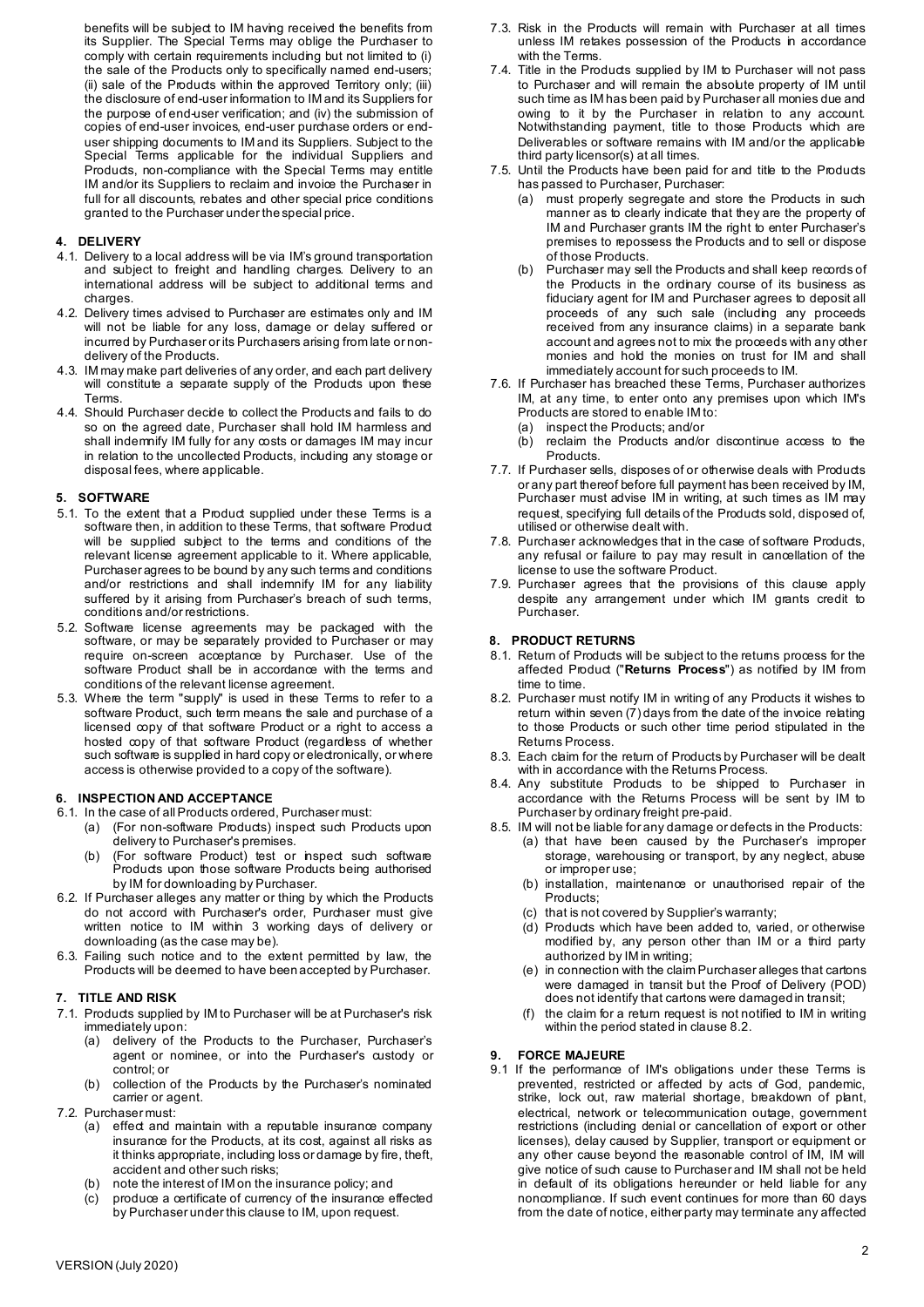benefits will be subject to IM having received the benefits from its Supplier. The Special Terms may oblige the Purchaser to comply with certain requirements including but not limited to (i) the sale of the Products only to specifically named end-users; (ii) sale of the Products within the approved Territory only; (iii) the disclosure of end-user information to IM and its Suppliers for the purpose of end-user verification; and (iv) the submission of copies of end-user invoices, end-user purchase orders or end-user shipping documents to IM and its Suppliers. Subject to the Special Terms applicable for the individual Suppliers and Products, non-compliance with the Special Terms may entitle IM and/or its Suppliers to reclaim and invoice the Purchaser in full for all discounts, rebates and other special price conditions granted to the Purchaser under the special price.

## 4. DELIVERY

4.1. Delivery to a local address will be via IM's ground transportation and subject to freight and handling charges. Delivery to an international address will be subject to additional terms and charges.

4.2. Delivery times advised to Purchaser are estimates only and IM will not be liable for any loss, damage or delay suffered or incurred by Purchaser or its Purchasers arising from late or non-delivery of the Products.

4.3. IM may make part deliveries of any order, and each part delivery will constitute a separate supply of the Products upon these Terms.

4.4. Should Purchaser decide to collect the Products and fails to do so on the agreed date, Purchaser shall hold IM harmless and shall indemnify IM fully for any costs or damages IM may incur in relation to the uncollected Products, including any storage or disposal fees, where applicable.

## 5. SOFTWARE

5.1. To the extent that a Product supplied under these Terms is a software then, in addition to these Terms, that software Product will be supplied subject to the terms and conditions of the relevant license agreement applicable to it. Where applicable, Purchaser agrees to be bound by any such terms and conditions and/or restrictions and shall indemnify IM for any liability suffered by it arising from Purchaser's breach of such terms, conditions and/or restrictions.

5.2. Software license agreements may be packaged with the software, or may be separately provided to Purchaser or may require on-screen acceptance by Purchaser. Use of the software Product shall be in accordance with the terms and conditions of the relevant license agreement.

5.3. Where the term "supply" is used in these Terms to refer to a software Product, such term means the sale and purchase of a licensed copy of that software Product or a right to access a hosted copy of that software Product (regardless of whether such software is supplied in hard copy or electronically, or where access is otherwise provided to a copy of the software).

## 6. INSPECTION AND ACCEPTANCE

6.1. In the case of all Products ordered, Purchaser must:

(a) (For non-software Products) inspect such Products upon delivery to Purchaser's premises.

(b) (For software Product) test or inspect such software Products upon those software Products being authorised by IM for downloading by Purchaser.

6.2. If Purchaser alleges any matter or thing by which the Products do not accord with Purchaser's order, Purchaser must give written notice to IM within 3 working days of delivery or downloading (as the case may be).

6.3. Failing such notice and to the extent permitted by law, the Products will be deemed to have been accepted by Purchaser.

## 7. TITLE AND RISK

7.1. Products supplied by IM to Purchaser will be at Purchaser's risk immediately upon:

(a) delivery of the Products to the Purchaser, Purchaser's agent or nominee, or into the Purchaser's custody or control; or

(b) collection of the Products by the Purchaser's nominated carrier or agent.

7.2. Purchaser must:

(a) effect and maintain with a reputable insurance company insurance for the Products, at its cost, against all risks as it thinks appropriate, including loss or damage by fire, theft, accident and other such risks;

(b) note the interest of IM on the insurance policy; and

(c) produce a certificate of currency of the insurance effected by Purchaser under this clause to IM, upon request.

7.3. Risk in the Products will remain with Purchaser at all times unless IM retakes possession of the Products in accordance with the Terms.

7.4. Title in the Products supplied by IM to Purchaser will not pass to Purchaser and will remain the absolute property of IM until such time as IM has been paid by Purchaser all monies due and owing to it by the Purchaser in relation to any account. Notwithstanding payment, title to those Products which are Deliverables or software remains with IM and/or the applicable third party licensor(s) at all times.

7.5. Until the Products have been paid for and title to the Products has passed to Purchaser, Purchaser:

(a) must properly segregate and store the Products in such manner as to clearly indicate that they are the property of IM and Purchaser grants IM the right to enter Purchaser's premises to repossess the Products and to sell or dispose of those Products.

(b) Purchaser may sell the Products and shall keep records of the Products in the ordinary course of its business as fiduciary agent for IM and Purchaser agrees to deposit all proceeds of any such sale (including any proceeds received from any insurance claims) in a separate bank account and agrees not to mix the proceeds with any other monies and hold the monies on trust for IM and shall immediately account for such proceeds to IM.

7.6. If Purchaser has breached these Terms, Purchaser authorizes IM, at any time, to enter onto any premises upon which IM's Products are stored to enable IM to:

(a) inspect the Products; and/or

(b) reclaim the Products and/or discontinue access to the Products.

7.7. If Purchaser sells, disposes of or otherwise deals with Products or any part thereof before full payment has been received by IM, Purchaser must advise IM in writing, at such times as IM may request, specifying full details of the Products sold, disposed of, utilised or otherwise dealt with.

7.8. Purchaser acknowledges that in the case of software Products, any refusal or failure to pay may result in cancellation of the license to use the software Product.

7.9. Purchaser agrees that the provisions of this clause apply despite any arrangement under which IM grants credit to Purchaser.

## 8. PRODUCT RETURNS

8.1. Return of Products will be subject to the returns process for the affected Product ("**Returns Process**") as notified by IM from time to time.

8.2. Purchaser must notify IM in writing of any Products it wishes to return within seven (7) days from the date of the invoice relating to those Products or such other time period stipulated in the Returns Process.

8.3. Each claim for the return of Products by Purchaser will be dealt with in accordance with the Returns Process.

8.4. Any substitute Products to be shipped to Purchaser in accordance with the Returns Process will be sent by IM to Purchaser by ordinary freight pre-paid.

8.5. IM will not be liable for any damage or defects in the Products:

(a) that have been caused by the Purchaser's improper storage, warehousing or transport, by any neglect, abuse or improper use;

(b) installation, maintenance or unauthorised repair of the Products;

(c) that is not covered by Supplier's warranty;

(d) Products which have been added to, varied, or otherwise modified by, any person other than IM or a third party authorized by IM in writing;

(e) in connection with the claim Purchaser alleges that cartons were damaged in transit but the Proof of Delivery (POD) does not identify that cartons were damaged in transit;

(f) the claim for a return request is not notified to IM in writing within the period stated in clause 8.2.

## 9. FORCE MAJEURE

9.1 If the performance of IM's obligations under these Terms is prevented, restricted or affected by acts of God, pandemic, strike, lock out, raw material shortage, breakdown of plant, electrical, network or telecommunication outage, government restrictions (including denial or cancellation of export or other licenses), delay caused by Supplier, transport or equipment or any other cause beyond the reasonable control of IM, IM will give notice of such cause to Purchaser and IM shall not be held in default of its obligations hereunder or held liable for any noncompliance. If such event continues for more than 60 days from the date of notice, either party may terminate any affected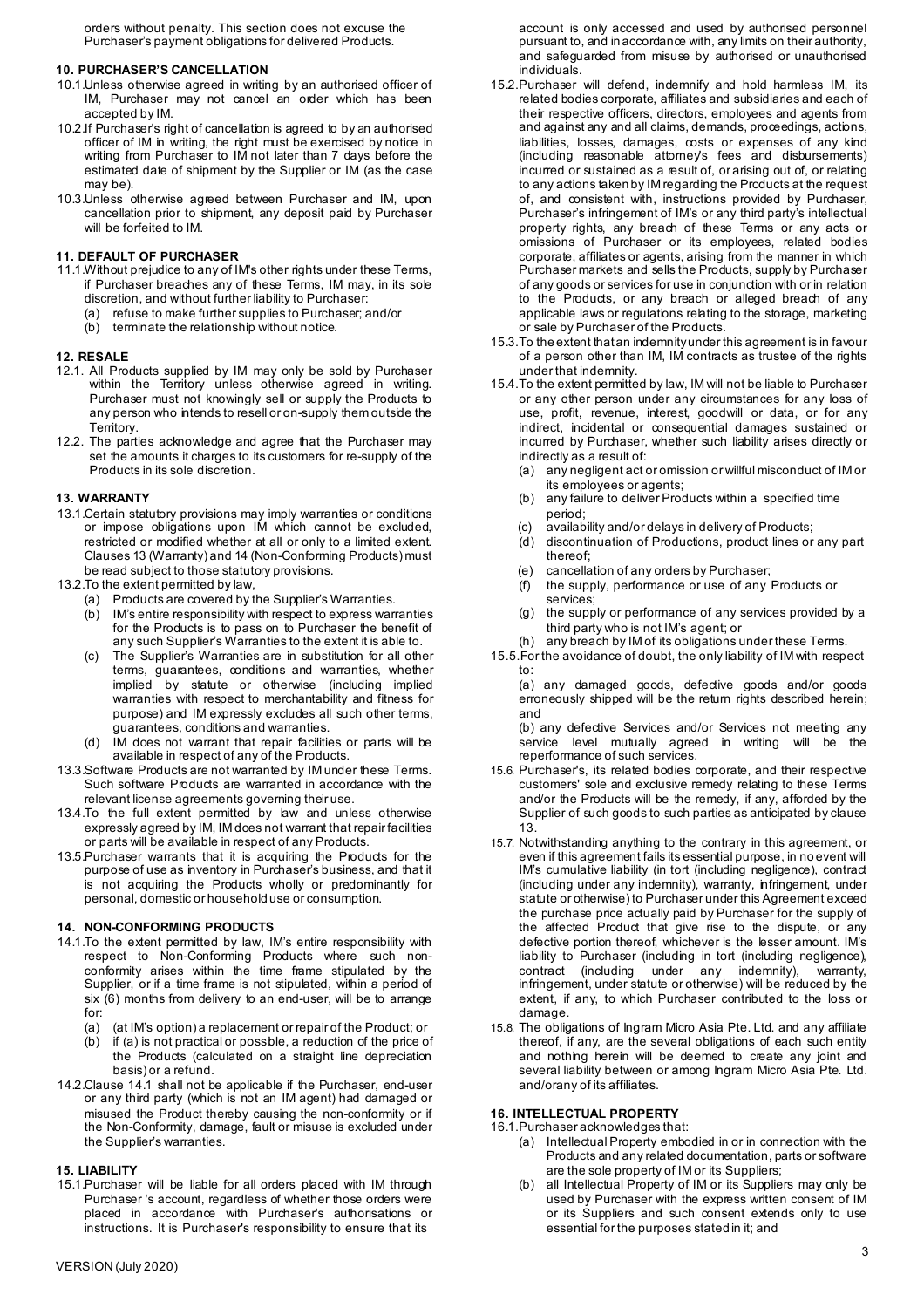orders without penalty. This section does not excuse the Purchaser's payment obligations for delivered Products.

## 10. PURCHASER'S CANCELLATION

10.1. Unless otherwise agreed in writing by an authorised officer of IM, Purchaser may not cancel an order which has been accepted by IM.

10.2. If Purchaser's right of cancellation is agreed to by an authorised officer of IM in writing, the right must be exercised by notice in writing from Purchaser to IM not later than 7 days before the estimated date of shipment by the Supplier or IM (as the case may be).

10.3. Unless otherwise agreed between Purchaser and IM, upon cancellation prior to shipment, any deposit paid by Purchaser will be forfeited to IM.

## 11. DEFAULT OF PURCHASER

11.1. Without prejudice to any of IM's other rights under these Terms, if Purchaser breaches any of these Terms, IM may, in its sole discretion, and without further liability to Purchaser:

(a) refuse to make further supplies to Purchaser; and/or
(b) terminate the relationship without notice.

## 12. RESALE

12.1. All Products supplied by IM may only be sold by Purchaser within the Territory unless otherwise agreed in writing. Purchaser must not knowingly sell or supply the Products to any person who intends to resell or on-supply them outside the Territory.

12.2. The parties acknowledge and agree that the Purchaser may set the amounts it charges to its customers for re-supply of the Products in its sole discretion.

## 13. WARRANTY

13.1. Certain statutory provisions may imply warranties or conditions or impose obligations upon IM which cannot be excluded, restricted or modified whether at all or only to a limited extent. Clauses 13 (Warranty) and 14 (Non-Conforming Products) must be read subject to those statutory provisions.

13.2. To the extent permitted by law,

(a) Products are covered by the Supplier's Warranties.
(b) IM's entire responsibility with respect to express warranties for the Products is to pass on to Purchaser the benefit of any such Supplier's Warranties to the extent it is able to.
(c) The Supplier's Warranties are in substitution for all other terms, guarantees, conditions and warranties, whether implied by statute or otherwise (including implied warranties with respect to merchantability and fitness for purpose) and IM expressly excludes all such other terms, guarantees, conditions and warranties.
(d) IM does not warrant that repair facilities or parts will be available in respect of any of the Products.

13.3. Software Products are not warranted by IM under these Terms. Such software Products are warranted in accordance with the relevant license agreements governing their use.

13.4. To the full extent permitted by law and unless otherwise expressly agreed by IM, IM does not warrant that repair facilities or parts will be available in respect of any Products.

13.5. Purchaser warrants that it is acquiring the Products for the purpose of use as inventory in Purchaser's business, and that it is not acquiring the Products wholly or predominantly for personal, domestic or household use or consumption.

## 14. NON-CONFORMING PRODUCTS

14.1. To the extent permitted by law, IM's entire responsibility with respect to Non-Conforming Products where such non-conformity arises within the time frame stipulated by the Supplier, or if a time frame is not stipulated, within a period of six (6) months from delivery to an end-user, will be to arrange for:

(a) (at IM's option) a replacement or repair of the Product; or
(b) if (a) is not practical or possible, a reduction of the price of the Products (calculated on a straight line depreciation basis) or a refund.

14.2. Clause 14.1 shall not be applicable if the Purchaser, end-user or any third party (which is not an IM agent) had damaged or misused the Product thereby causing the non-conformity or if the Non-Conformity, damage, fault or misuse is excluded under the Supplier's warranties.

## 15. LIABILITY

15.1. Purchaser will be liable for all orders placed with IM through Purchaser 's account, regardless of whether those orders were placed in accordance with Purchaser's authorisations or instructions. It is Purchaser's responsibility to ensure that its account is only accessed and used by authorised personnel pursuant to, and in accordance with, any limits on their authority, and safeguarded from misuse by authorised or unauthorised individuals.

15.2. Purchaser will defend, indemnify and hold harmless IM, its related bodies corporate, affiliates and subsidiaries and each of their respective officers, directors, employees and agents from and against any and all claims, demands, proceedings, actions, liabilities, losses, damages, costs or expenses of any kind (including reasonable attorney's fees and disbursements) incurred or sustained as a result of, or arising out of, or relating to any actions taken by IM regarding the Products at the request of, and consistent with, instructions provided by Purchaser, Purchaser's infringement of IM's or any third party's intellectual property rights, any breach of these Terms or any acts or omissions of Purchaser or its employees, related bodies corporate, affiliates or agents, arising from the manner in which Purchaser markets and sells the Products, supply by Purchaser of any goods or services for use in conjunction with or in relation to the Products, or any breach or alleged breach of any applicable laws or regulations relating to the storage, marketing or sale by Purchaser of the Products.

15.3. To the extent that an indemnity under this agreement is in favour of a person other than IM, IM contracts as trustee of the rights under that indemnity.

15.4. To the extent permitted by law, IM will not be liable to Purchaser or any other person under any circumstances for any loss of use, profit, revenue, interest, goodwill or data, or for any indirect, incidental or consequential damages sustained or incurred by Purchaser, whether such liability arises directly or indirectly as a result of:

(a) any negligent act or omission or willful misconduct of IM or its employees or agents;
(b) any failure to deliver Products within a specified time period;
(c) availability and/or delays in delivery of Products;
(d) discontinuation of Productions, product lines or any part thereof;
(e) cancellation of any orders by Purchaser;
(f) the supply, performance or use of any Products or services;
(g) the supply or performance of any services provided by a third party who is not IM's agent; or
(h) any breach by IM of its obligations under these Terms.

15.5. For the avoidance of doubt, the only liability of IM with respect to:

(a) any damaged goods, defective goods and/or goods erroneously shipped will be the return rights described herein; and

(b) any defective Services and/or Services not meeting any service level mutually agreed in writing will be the reperformance of such services.

15.6. Purchaser's, its related bodies corporate, and their respective customers' sole and exclusive remedy relating to these Terms and/or the Products will be the remedy, if any, afforded by the Supplier of such goods to such parties as anticipated by clause 13.

15.7. Notwithstanding anything to the contrary in this agreement, or even if this agreement fails its essential purpose, in no event will IM's cumulative liability (in tort (including negligence), contract (including under any indemnity), warranty, infringement, under statute or otherwise) to Purchaser under this Agreement exceed the purchase price actually paid by Purchaser for the supply of the affected Product that give rise to the dispute, or any defective portion thereof, whichever is the lesser amount. IM's liability to Purchaser (including in tort (including negligence), contract (including under any indemnity), warranty, infringement, under statute or otherwise) will be reduced by the extent, if any, to which Purchaser contributed to the loss or damage.

15.8. The obligations of Ingram Micro Asia Pte. Ltd. and any affiliate thereof, if any, are the several obligations of each such entity and nothing herein will be deemed to create any joint and several liability between or among Ingram Micro Asia Pte. Ltd. and/or any of its affiliates.

## 16. INTELLECTUAL PROPERTY

16.1. Purchaser acknowledges that:

(a) Intellectual Property embodied in or in connection with the Products and any related documentation, parts or software are the sole property of IM or its Suppliers;
(b) all Intellectual Property of IM or its Suppliers may only be used by Purchaser with the express written consent of IM or its Suppliers and such consent extends only to use essential for the purposes stated in it; and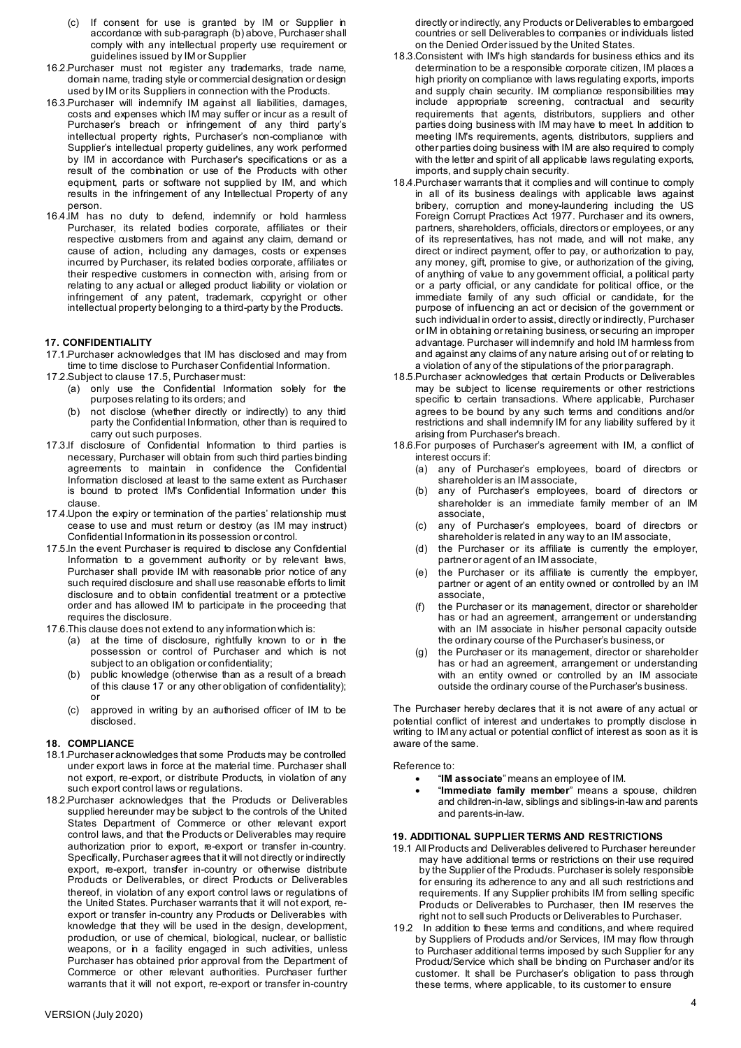(c) If consent for use is granted by IM or Supplier in accordance with sub-paragraph (b) above, Purchaser shall comply with any intellectual property use requirement or guidelines issued by IM or Supplier

16.2. Purchaser must not register any trademarks, trade name, domain name, trading style or commercial designation or design used by IM or its Suppliers in connection with the Products.

16.3. Purchaser will indemnify IM against all liabilities, damages, costs and expenses which IM may suffer or incur as a result of Purchaser's breach or infringement of any third party's intellectual property rights, Purchaser's non-compliance with Supplier's intellectual property guidelines, any work performed by IM in accordance with Purchaser's specifications or as a result of the combination or use of the Products with other equipment, parts or software not supplied by IM, and which results in the infringement of any Intellectual Property of any person.

16.4. IM has no duty to defend, indemnify or hold harmless Purchaser, its related bodies corporate, affiliates or their respective customers from and against any claim, demand or cause of action, including any damages, costs or expenses incurred by Purchaser, its related bodies corporate, affiliates or their respective customers in connection with, arising from or relating to any actual or alleged product liability or violation or infringement of any patent, trademark, copyright or other intellectual property belonging to a third-party by the Products.

## 17. CONFIDENTIALITY

17.1. Purchaser acknowledges that IM has disclosed and may from time to time disclose to Purchaser Confidential Information.

17.2. Subject to clause 17.5, Purchaser must:

(a) only use the Confidential Information solely for the purposes relating to its orders; and

(b) not disclose (whether directly or indirectly) to any third party the Confidential Information, other than is required to carry out such purposes.

17.3. If disclosure of Confidential Information to third parties is necessary, Purchaser will obtain from such third parties binding agreements to maintain in confidence the Confidential Information disclosed at least to the same extent as Purchaser is bound to protect IM's Confidential Information under this clause.

17.4. Upon the expiry or termination of the parties' relationship must cease to use and must return or destroy (as IM may instruct) Confidential Information in its possession or control.

17.5. In the event Purchaser is required to disclose any Confidential Information to a government authority or by relevant laws, Purchaser shall provide IM with reasonable prior notice of any such required disclosure and shall use reasonable efforts to limit disclosure and to obtain confidential treatment or a protective order and has allowed IM to participate in the proceeding that requires the disclosure.

17.6. This clause does not extend to any information which is:

(a) at the time of disclosure, rightfully known to or in the possession or control of Purchaser and which is not subject to an obligation or confidentiality;

(b) public knowledge (otherwise than as a result of a breach of this clause 17 or any other obligation of confidentiality); or

(c) approved in writing by an authorised officer of IM to be disclosed.

## 18. COMPLIANCE

18.1. Purchaser acknowledges that some Products may be controlled under export laws in force at the material time. Purchaser shall not export, re-export, or distribute Products, in violation of any such export control laws or regulations.

18.2. Purchaser acknowledges that the Products or Deliverables supplied hereunder may be subject to the controls of the United States Department of Commerce or other relevant export control laws, and that the Products or Deliverables may require authorization prior to export, re-export or transfer in-country. Specifically, Purchaser agrees that it will not directly or indirectly export, re-export, transfer in-country or otherwise distribute Products or Deliverables, or direct Products or Deliverables thereof, in violation of any export control laws or regulations of the United States. Purchaser warrants that it will not export, re-export or transfer in-country any Products or Deliverables with knowledge that they will be used in the design, development, production, or use of chemical, biological, nuclear, or ballistic weapons, or in a facility engaged in such activities, unless Purchaser has obtained prior approval from the Department of Commerce or other relevant authorities. Purchaser further warrants that it will not export, re-export or transfer in-country directly or indirectly, any Products or Deliverables to embargoed countries or sell Deliverables to companies or individuals listed on the Denied Order issued by the United States.

18.3. Consistent with IM's high standards for business ethics and its determination to be a responsible corporate citizen, IM places a high priority on compliance with laws regulating exports, imports and supply chain security. IM compliance responsibilities may include appropriate screening, contractual and security requirements that agents, distributors, suppliers and other parties doing business with IM may have to meet. In addition to meeting IM's requirements, agents, distributors, suppliers and other parties doing business with IM are also required to comply with the letter and spirit of all applicable laws regulating exports, imports, and supply chain security.

18.4. Purchaser warrants that it complies and will continue to comply in all of its business dealings with applicable laws against bribery, corruption and money-laundering including the US Foreign Corrupt Practices Act 1977. Purchaser and its owners, partners, shareholders, officials, directors or employees, or any of its representatives, has not made, and will not make, any direct or indirect payment, offer to pay, or authorization to pay, any money, gift, promise to give, or authorization of the giving, of anything of value to any government official, a political party or a party official, or any candidate for political office, or the immediate family of any such official or candidate, for the purpose of influencing an act or decision of the government or such individual in order to assist, directly or indirectly, Purchaser or IM in obtaining or retaining business, or securing an improper advantage. Purchaser will indemnify and hold IM harmless from and against any claims of any nature arising out of or relating to a violation of any of the stipulations of the prior paragraph.

18.5. Purchaser acknowledges that certain Products or Deliverables may be subject to license requirements or other restrictions specific to certain transactions. Where applicable, Purchaser agrees to be bound by any such terms and conditions and/or restrictions and shall indemnify IM for any liability suffered by it arising from Purchaser's breach.

18.6. For purposes of Purchaser's agreement with IM, a conflict of interest occurs if:

(a) any of Purchaser's employees, board of directors or shareholder is an IM associate,

(b) any of Purchaser's employees, board of directors or shareholder is an immediate family member of an IM associate,

(c) any of Purchaser's employees, board of directors or shareholder is related in any way to an IM associate,

(d) the Purchaser or its affiliate is currently the employer, partner or agent of an IM associate,

(e) the Purchaser or its affiliate is currently the employer, partner or agent of an entity owned or controlled by an IM associate,

(f) the Purchaser or its management, director or shareholder has or had an agreement, arrangement or understanding with an IM associate in his/her personal capacity outside the ordinary course of the Purchaser's business, or

(g) the Purchaser or its management, director or shareholder has or had an agreement, arrangement or understanding with an entity owned or controlled by an IM associate outside the ordinary course of the Purchaser's business.

The Purchaser hereby declares that it is not aware of any actual or potential conflict of interest and undertakes to promptly disclose in writing to IM any actual or potential conflict of interest as soon as it is aware of the same.

Reference to:

- "**IM associate**" means an employee of IM.
- "**Immediate family member**" means a spouse, children and children-in-law, siblings and siblings-in-law and parents and parents-in-law.

## 19. ADDITIONAL SUPPLIER TERMS AND RESTRICTIONS

19.1 All Products and Deliverables delivered to Purchaser hereunder may have additional terms or restrictions on their use required by the Supplier of the Products. Purchaser is solely responsible for ensuring its adherence to any and all such restrictions and requirements. If any Supplier prohibits IM from selling specific Products or Deliverables to Purchaser, then IM reserves the right not to sell such Products or Deliverables to Purchaser.

19.2 In addition to these terms and conditions, and where required by Suppliers of Products and/or Services, IM may flow through to Purchaser additional terms imposed by such Supplier for any Product/Service which shall be binding on Purchaser and/or its customer. It shall be Purchaser's obligation to pass through these terms, where applicable, to its customer to ensure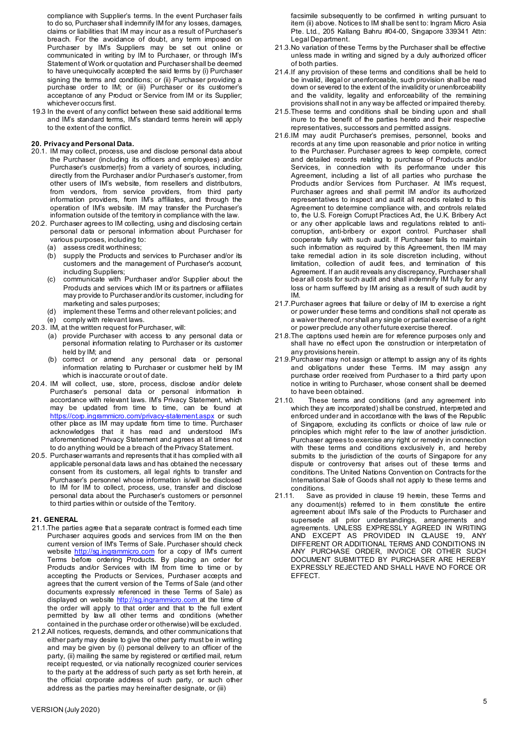compliance with Supplier's terms. In the event Purchaser fails to do so, Purchaser shall indemnify IM for any losses, damages, claims or liabilities that IM may incur as a result of Purchaser's breach. For the avoidance of doubt, any term imposed on Purchaser by IM's Suppliers may be set out online or communicated in writing by IM to Purchaser, or through IM's Statement of Work or quotation and Purchaser shall be deemed to have unequivocally accepted the said terms by (i) Purchaser signing the terms and conditions; or (ii) Purchaser providing a purchase order to IM; or (iii) Purchaser or its customer's acceptance of any Product or Service from IM or its Supplier; whichever occurs first.

19.3 In the event of any conflict between these said additional terms and IM's standard terms, IM's standard terms herein will apply to the extent of the conflict.

**20. Privacy and Personal Data.**

20.1. IM may collect, process, use and disclose personal data about the Purchaser (including its officers and employees) and/or Purchaser's customer(s) from a variety of sources, including, directly from the Purchaser and/or Purchaser's customer, from other users of IM's website, from resellers and distributors, from vendors, from service providers, from third party information providers, from IM's affiliates, and through the operation of IM's website. IM may transfer the Purchaser's information outside of the territory in compliance with the law.

20.2. Purchaser agrees to IM collecting, using and disclosing certain personal data or personal information about Purchaser for various purposes, including to:

(a) assess credit worthiness;
(b) supply the Products and services to Purchaser and/or its customers and the management of Purchaser's account, including Suppliers;
(c) communicate with Purchaser and/or Supplier about the Products and services which IM or its partners or affiliates may provide to Purchaser and/or its customer, including for marketing and sales purposes;
(d) implement these Terms and other relevant policies; and
(e) comply with relevant laws.

20.3. IM, at the written request for Purchaser, will:

(a) provide Purchaser with access to any personal data or personal information relating to Purchaser or its customer held by IM; and
(b) correct or amend any personal data or personal information relating to Purchaser or customer held by IM which is inaccurate or out of date.

20.4. IM will collect, use, store, process, disclose and/or delete Purchaser's personal data or personal information in accordance with relevant laws. IM's Privacy Statement, which may be updated from time to time, can be found at https://corp.ingrammicro.com/privacy-statement.aspx or such other place as IM may update from time to time. Purchaser acknowledges that it has read and understood IM's aforementioned Privacy Statement and agrees at all times not to do anything would be a breach of the Privacy Statement.

20.5. Purchaser warrants and represents that it has complied with all applicable personal data laws and has obtained the necessary consent from its customers, all legal rights to transfer and Purchaser's personnel whose information is/will be disclosed to IM for IM to collect, process, use, transfer and disclose personal data about the Purchaser's customers or personnel to third parties within or outside of the Territory.

**21. GENERAL**

21.1. The parties agree that a separate contract is formed each time Purchaser acquires goods and services from IM on the then current version of IM's Terms of Sale. Purchaser should check website http://sg.ingrammicro.com for a copy of IM's current Terms before ordering Products. By placing an order for Products and/or Services with IM from time to time or by accepting the Products or Services, Purchaser accepts and agrees that the current version of the Terms of Sale (and other documents expressly referenced in these Terms of Sale) as displayed on website http://sg.ingrammicro.com at the time of the order will apply to that order and that to the full extent permitted by law all other terms and conditions (whether contained in the purchase order or otherwise) will be excluded.

21.2. All notices, requests, demands, and other communications that either party may desire to give the other party must be in writing and may be given by (i) personal delivery to an officer of the party, (ii) mailing the same by registered or certified mail, return receipt requested, or via nationally recognized courier services to the party at the address of such party as set forth herein, at the official corporate address of such party, or such other address as the parties may hereinafter designate, or (iii) facsimile subsequently to be confirmed in writing pursuant to item (ii) above. Notices to IM shall be sent to: Ingram Micro Asia Pte. Ltd., 205 Kallang Bahru #04-00, Singapore 339341 Attn: Legal Department.

21.3. No variation of these Terms by the Purchaser shall be effective unless made in writing and signed by a duly authorized officer of both parties.

21.4. If any provision of these terms and conditions shall be held to be invalid, illegal or unenforceable, such provision shall be read down or severed to the extent of the invalidity or unenforceability and the validity, legality and enforceability of the remaining provisions shall not in any way be affected or impaired thereby.

21.5. These terms and conditions shall be binding upon and shall inure to the benefit of the parties hereto and their respective representatives, successors and permitted assigns.

21.6. IM may audit Purchaser's premises, personnel, books and records at any time upon reasonable and prior notice in writing to the Purchaser. Purchaser agrees to keep complete, correct and detailed records relating to purchase of Products and/or Services, in connection with its performance under this Agreement, including a list of all parties who purchase the Products and/or Services from Purchaser. At IM's request, Purchaser agrees and shall permit IM and/or its authorized representatives to inspect and audit all records related to this Agreement to determine compliance with, and controls related to, the U.S. Foreign Corrupt Practices Act, the U.K. Bribery Act or any other applicable laws and regulations related to anti-corruption, anti-bribery or export control. Purchaser shall cooperate fully with such audit. If Purchaser fails to maintain such information as required by this Agreement, then IM may take remedial action in its sole discretion including, without limitation, collection of audit fees, and termination of this Agreement. If an audit reveals any discrepancy, Purchaser shall bear all costs for such audit and shall indemnify IM fully for any loss or harm suffered by IM arising as a result of such audit by IM.

21.7. Purchaser agrees that failure or delay of IM to exercise a right or power under these terms and conditions shall not operate as a waiver thereof, nor shall any single or partial exercise of a right or power preclude any other future exercise thereof.

21.8. The captions used herein are for reference purposes only and shall have no effect upon the construction or interpretation of any provisions herein.

21.9. Purchaser may not assign or attempt to assign any of its rights and obligations under these Terms. IM may assign any purchase order received from Purchaser to a third party upon notice in writing to Purchaser, whose consent shall be deemed to have been obtained.

21.10. These terms and conditions (and any agreement into which they are incorporated) shall be construed, interpreted and enforced under and in accordance with the laws of the Republic of Singapore, excluding its conflicts or choice of law rule or principles which might refer to the law of another jurisdiction. Purchaser agrees to exercise any right or remedy in connection with these terms and conditions exclusively in, and hereby submits to the jurisdiction of the courts of Singapore for any dispute or controversy that arises out of these terms and conditions. The United Nations Convention on Contracts for the International Sale of Goods shall not apply to these terms and conditions.

21.11. Save as provided in clause 19 herein, these Terms and any document(s) referred to in them constitute the entire agreement about IM's sale of the Products to Purchaser and supersede all prior understandings, arrangements and agreements. UNLESS EXPRESSLY AGREED IN WRITING AND EXCEPT AS PROVIDED IN CLAUSE 19, ANY DIFFERENT OR ADDITIONAL TERMS AND CONDITIONS IN ANY PURCHASE ORDER, INVOICE OR OTHER SUCH DOCUMENT SUBMITTED BY PURCHASER ARE HEREBY EXPRESSLY REJECTED AND SHALL HAVE NO FORCE OR EFFECT.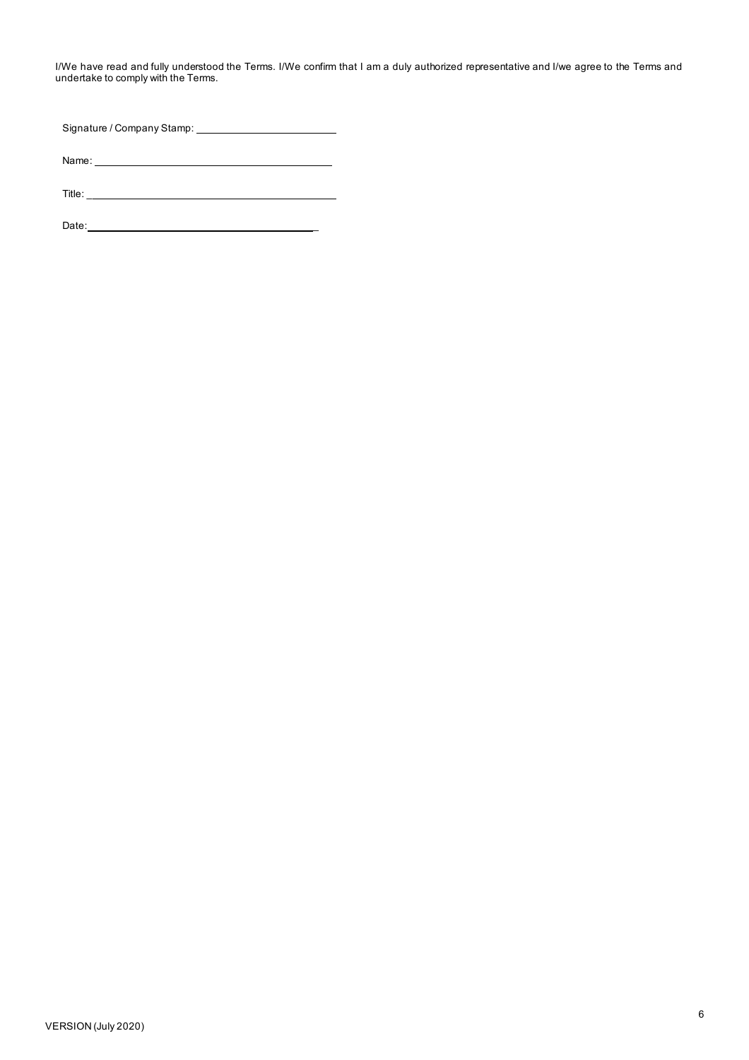I/We have read and fully understood the Terms. I/We confirm that I am a duly authorized representative and I/we agree to the Terms and undertake to comply with the Terms.

Signature / Company Stamp: ________________________

Name: ________________________________________

Title: _________________________________________

Date: ________________________________________

VERSION (July 2020)